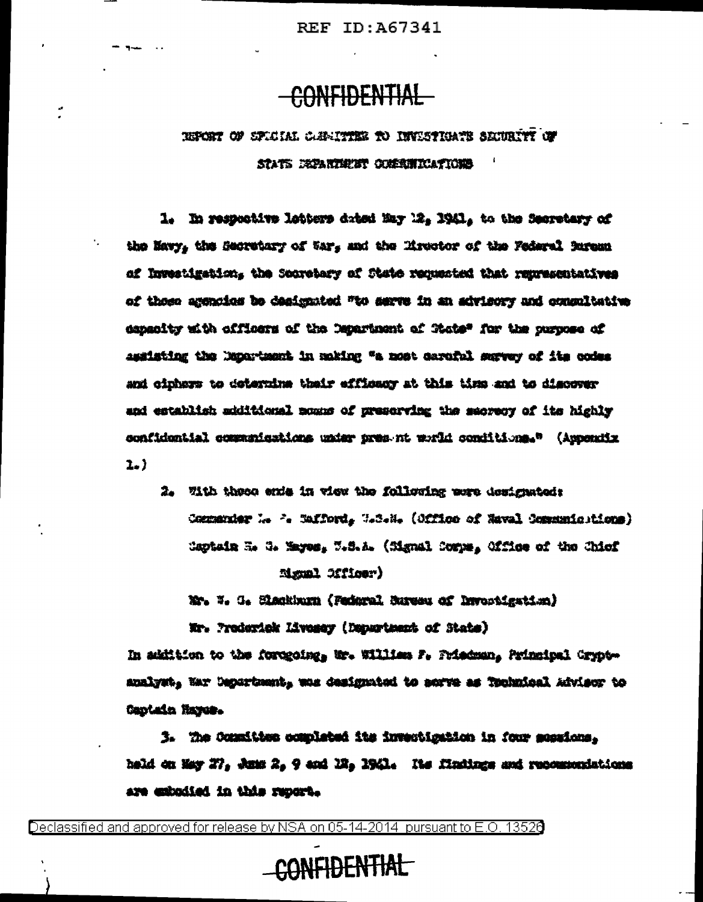CONFIDENTIAL

# REPORT OF SPECIAL COMMITTEE TO INVESTIGATE SECURITY OF STATE DEPARTMENT COMMUNICATIONS

1. In respective letters dated May 12, 1941, to the Secretary of the Navy, the Secretary of War, and the Director of the Federal Bureau of Investigation, the Secretary of State requested that representatives of those agencies be designated "to serve in an advisory and consultative capacity with officers of the Department of State" for the purpose of assisting the Department in making "a most careful survey of its codes and ciphers to determine their efficacy at this time and to discover and establish additional means of preserving the secrecy of its highly confidential communications under present world conditions." (Appendix 1.)

2. With these ends in view the following were designated:

   Commander L. F. Safford, U.S.N. (Office of Naval Communications)
   Captain H. G. Hayes, U.S.A. (Signal Corps, Office of the Chief Signal Officer)
   Mr. W. G. Blackburn (Federal Bureau of Investigation)
   Mr. Frederick Livesey (Department of State)

In addition to the foregoing, Mr. William F. Friedman, Principal Cryptanalyst, War Department, was designated to serve as Technical Advisor to Captain Hayes.

3. The Committee completed its investigation in four sessions, held on May 27, June 2, 9 and 12, 1941. Its findings and recommendations are embodied in this report.

CONFIDENTIAL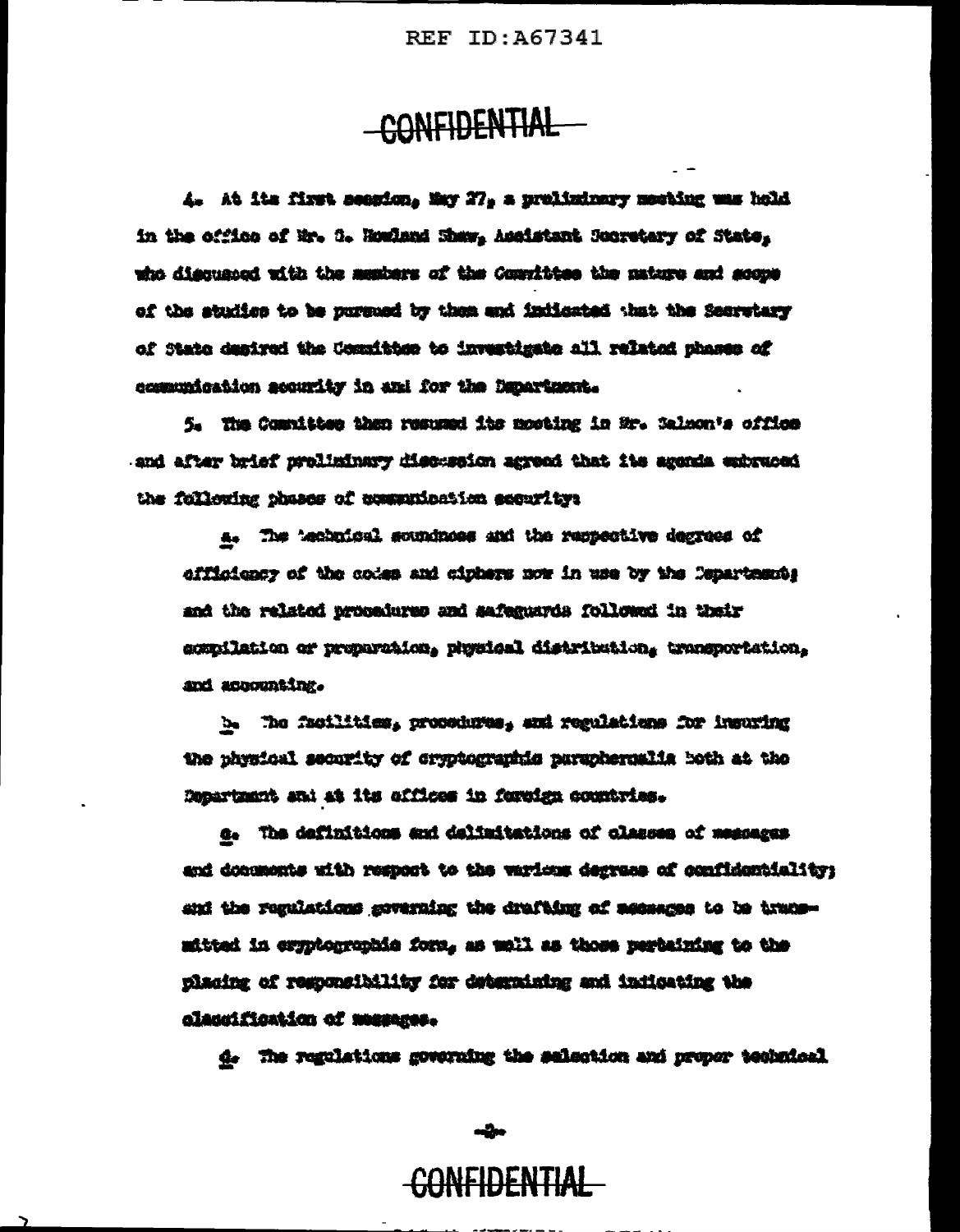CONFIDENTIAL

4. At its first session, May 27, a preliminary meeting was held in the office of Mr. G. Howland Shaw, Assistant Secretary of State, who discussed with the members of the Committee the nature and scope of the studies to be pursued by them and indicated that the Secretary of State desired the Committee to investigate all related phases of communication security in and for the Department.

5. The Committee then resumed its meeting in Mr. Salmon's office and after brief preliminary discussion agreed that its agenda embraced the following phases of communication security:

a. The technical soundness and the respective degrees of efficiency of the codes and ciphers now in use by the Department; and the related procedures and safeguards followed in their compilation or preparation, physical distribution, transportation, and accounting.

b. The facilities, procedures, and regulations for insuring the physical security of cryptographic paraphernalia both at the Department and at its offices in foreign countries.

c. The definitions and delimitations of classes of messages and documents with respect to the various degrees of confidentiality; and the regulations governing the drafting of messages to be transmitted in cryptographic form, as well as those pertaining to the placing of responsibility for determining and indicating the classification of messages.

d. The regulations governing the selection and proper technical

CONFIDENTIAL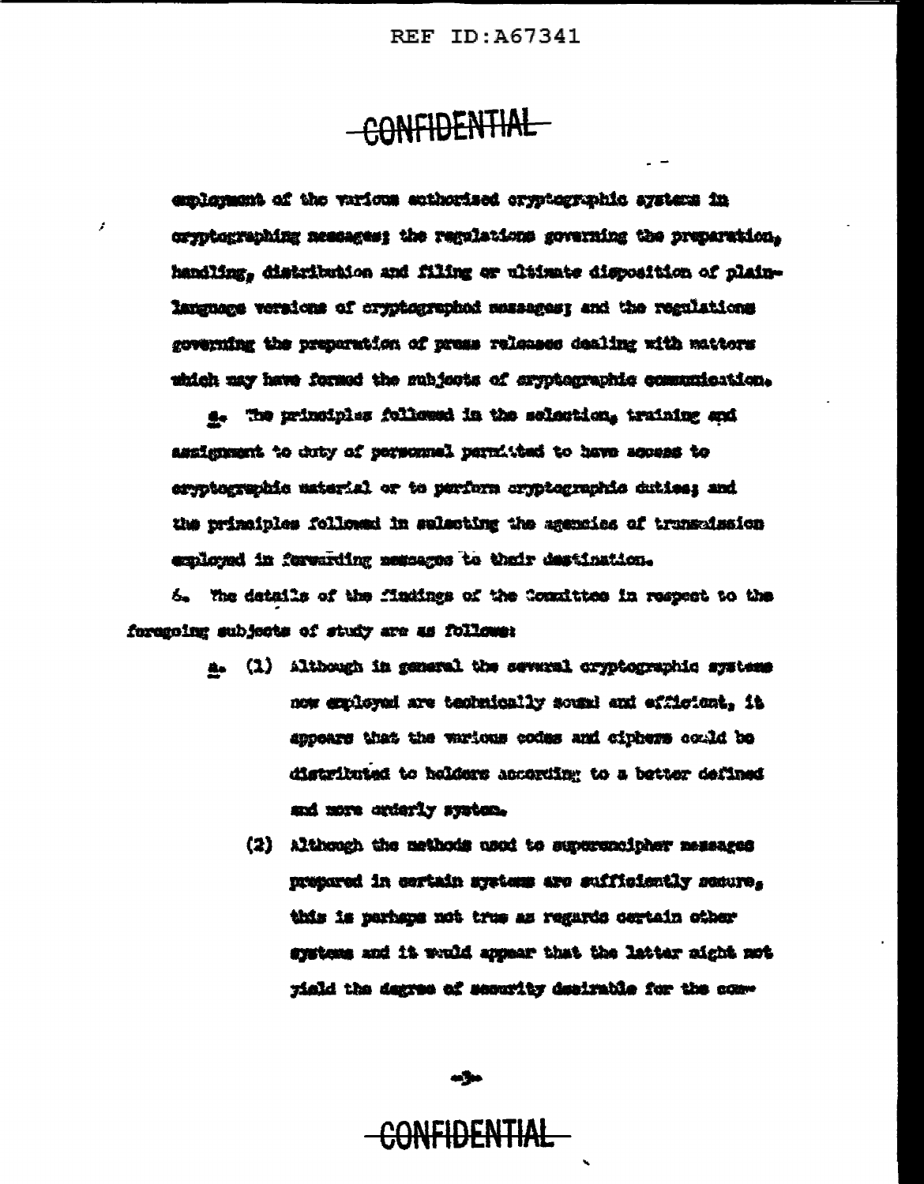CONFIDENTIAL

employment of the various authorized cryptographic systems in cryptographing messages; the regulations governing the preparation, handling, distribution and filing or ultimate disposition of plain-language versions of cryptographed messages; and the regulations governing the preparation of press releases dealing with matters which may have formed the subjects of cryptographic communication.

g. The principles followed in the selection, training and assignment to duty of personnel permitted to have access to cryptographic material or to perform cryptographic duties; and the principles followed in selecting the agencies of transmission employed in forwarding messages to their destination.

6. The details of the findings of the Committee in respect to the foregoing subjects of study are as follows:

a. (1) Although in general the several cryptographic systems now employed are technically sound and efficient, it appears that the various codes and ciphers could be distributed to holders according to a better defined and more orderly system.

(2) Although the methods used to superencipher messages prepared in certain systems are sufficiently secure, this is perhaps not true as regards certain other systems and it would appear that the latter might not yield the degree of security desirable for the com-

CONFIDENTIAL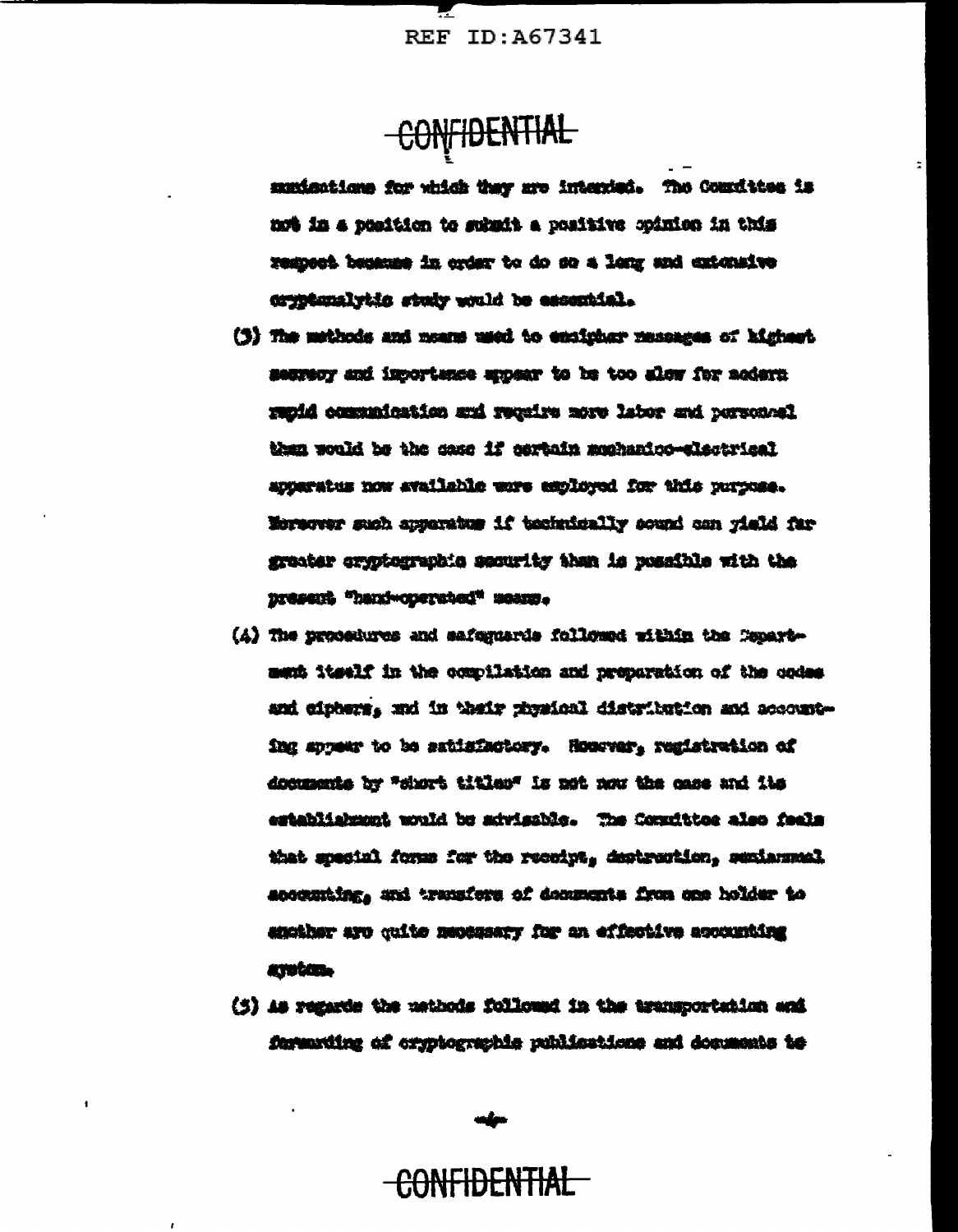CONFIDENTIAL

munications for which they are intended. The Committee is not in a position to submit a positive opinion in this respect because in order to do so a long and extensive cryptanalytic study would be essential.

(3) The methods and means used to encipher messages of highest secrecy and importance appear to be too slow for modern rapid communication and require more labor and personnel than would be the case if certain mechanico-electrical apparatus now available were employed for this purpose. Moreover such apparatus if technically sound can yield far greater cryptographic security than is possible with the present "hand-operated" means.

(4) The procedures and safeguards followed within the Department itself in the compilation and preparation of the codes and ciphers, and in their physical distribution and accounting appear to be satisfactory. However, registration of documents by "short titles" is not now the case and its establishment would be advisable. The Committee also feels that special forms for the receipt, destruction, semiannual accounting, and transfers of documents from one holder to another are quite necessary for an effective accounting system.

(5) As regards the methods followed in the transportation and forwarding of cryptographic publications and documents to

CONFIDENTIAL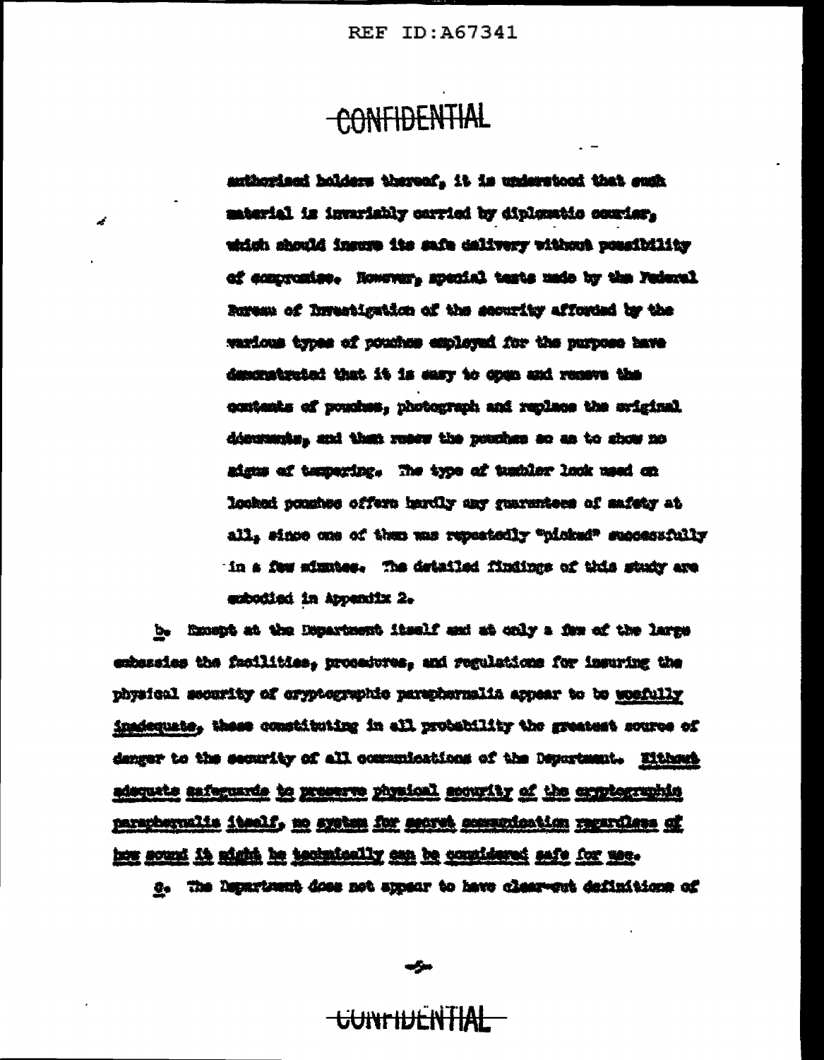CONFIDENTIAL

authorized holders thereof, it is understood that such material is invariably carried by diplomatic courier, which should insure its safe delivery without possibility of compromise. However, special tests made by the Federal Bureau of Investigation of the security afforded by the various types of pouches employed for the purpose have demonstrated that it is easy to open and remove the contents of pouches, photograph and replace the original documents, and then resew the pouches so as to show no signs of tampering. The type of tumbler lock used on locked pouches offers hardly any guarantees of safety at all, since one of them was repeatedly "picked" successfully in a few minutes. The detailed findings of this study are embodied in Appendix 2.

b. Except at the Department itself and at only a few of the large embassies the facilities, procedures, and regulations for insuring the physical security of cryptographic paraphernalia appear to be woefully inadequate, these constituting in all probability the greatest source of danger to the security of all communications of the Department. Without adequate safeguards to preserve physical security of the cryptographic paraphernalia itself, no system for secret communication regardless of how sound it might be technically can be considered safe for use.

c. The Department does not appear to have clear-cut definitions of

CONFIDENTIAL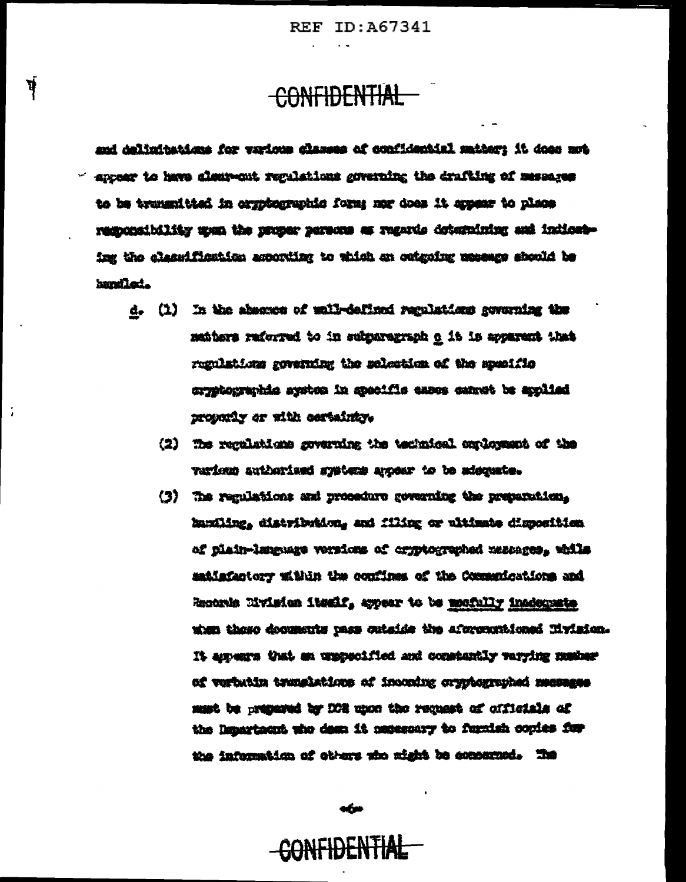and delimitations for various classes of confidential matter; it does not appear to have clear-cut regulations governing the drafting of messages to be transmitted in cryptographic form; nor does it appear to place responsibility upon the proper persons as regards determining and indicating the classification according to which an outgoing message should be handled.

<u>d</u>. (1) In the absence of well-defined regulations governing the matters referred to in subparagraph <u>c</u> it is apparent that regulations governing the selection of the specific cryptographic system in specific cases cannot be applied properly or with certainty.

(2) The regulations governing the technical employment of the various authorized systems appear to be adequate.

(3) The regulations and procedure governing the preparation, handling, distribution, and filing or ultimate disposition of plain-language versions of cryptographed messages, while satisfactory within the confines of the Communications and Records Division itself, appear to be <u>woefully inadequate</u> when these documents pass outside the aforementioned Division. It appears that an unspecified and constantly varying number of verbatim translations of incoming cryptographed messages must be prepared by DCR upon the request of officials of the Department who deem it necessary to furnish copies for the information of others who might be concerned. The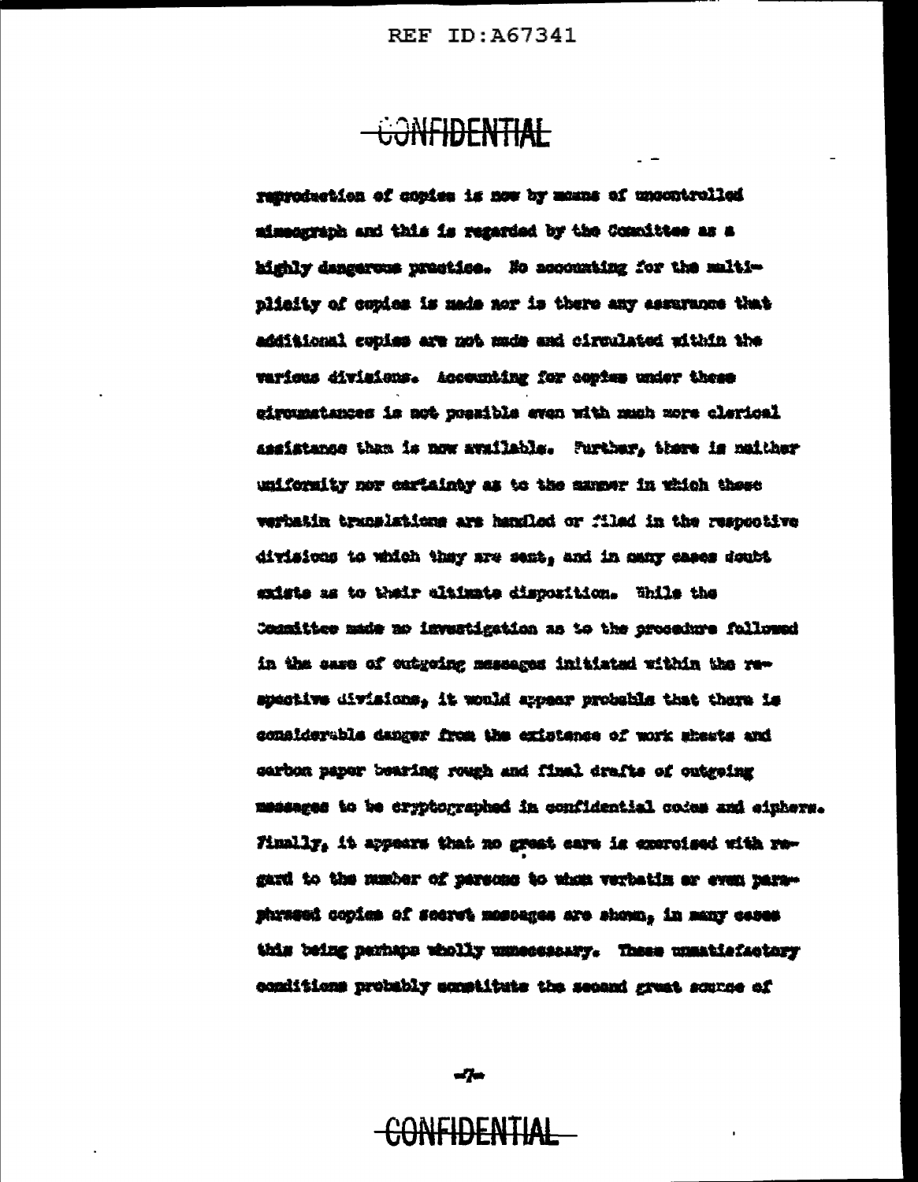CONFIDENTIAL

reproduction of copies is now by means of uncontrolled mimeograph and this is regarded by the Committee as a highly dangerous practice. No accounting for the multiplicity of copies is made nor is there any assurance that additional copies are not made and circulated within the various divisions. Accounting for copies under these circumstances is not possible even with much more clerical assistance than is now available. Further, there is neither uniformity nor certainty as to the manner in which these verbatim translations are handled or filed in the respective divisions to which they are sent, and in many cases doubt exists as to their ultimate disposition. While the Committee made no investigation as to the procedure followed in the case of outgoing messages initiated within the respective divisions, it would appear probable that there is considerable danger from the existence of work sheets and carbon paper bearing rough and final drafts of outgoing messages to be cryptographed in confidential codes and ciphers. Finally, it appears that no great care is exercised with regard to the number of persons to whom verbatim or even paraphrased copies of secret messages are shown, in many cases this being perhaps wholly unnecessary. These unsatisfactory conditions probably constitute the second great source of

CONFIDENTIAL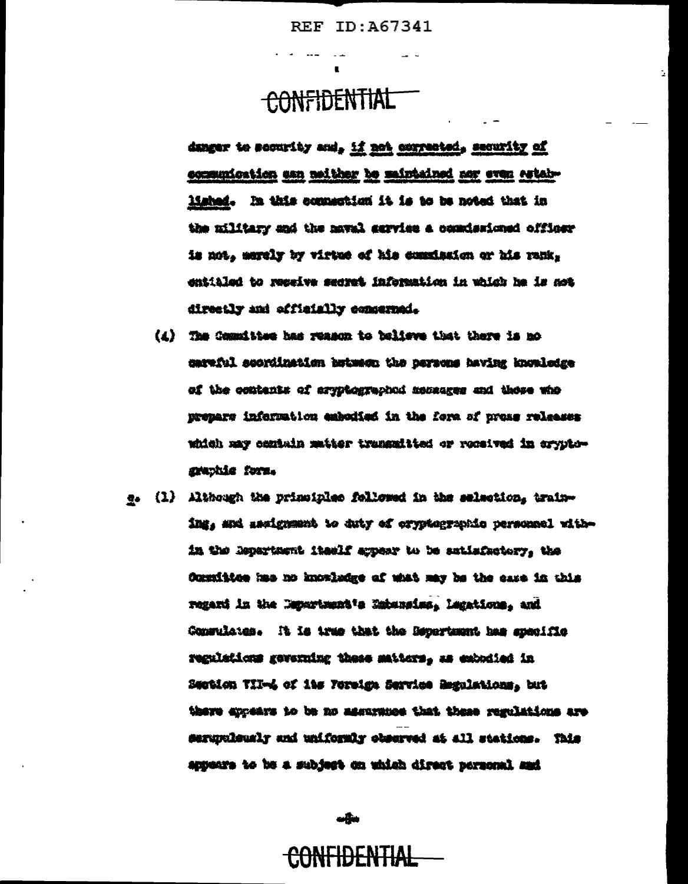danger to security and, <u>if not corrected, security of communication can neither be maintained nor even established.</u> In this connection it is to be noted that in the military and the naval service a commissioned officer is not, merely by virtue of his commission or his rank, entitled to receive secret information in which he is not directly and officially concerned.

(4) The Committee has reason to believe that there is no careful coordination between the persons having knowledge of the contents of cryptographed messages and those who prepare information embodied in the form of press releases which may contain matter transmitted or received in cryptographic form.

e. (1) Although the principles followed in the selection, training, and assignment to duty of cryptographic personnel within the Department itself appear to be satisfactory, the Committee has no knowledge of what may be the case in this regard in the Department's Embassies, Legations, and Consulates. It is true that the Department has specific regulations governing these matters, as embodied in Section VII-4 of its Foreign Service Regulations, but there appears to be no assurance that these regulations are scrupulously and uniformly observed at all stations. This appears to be a subject on which direct personal and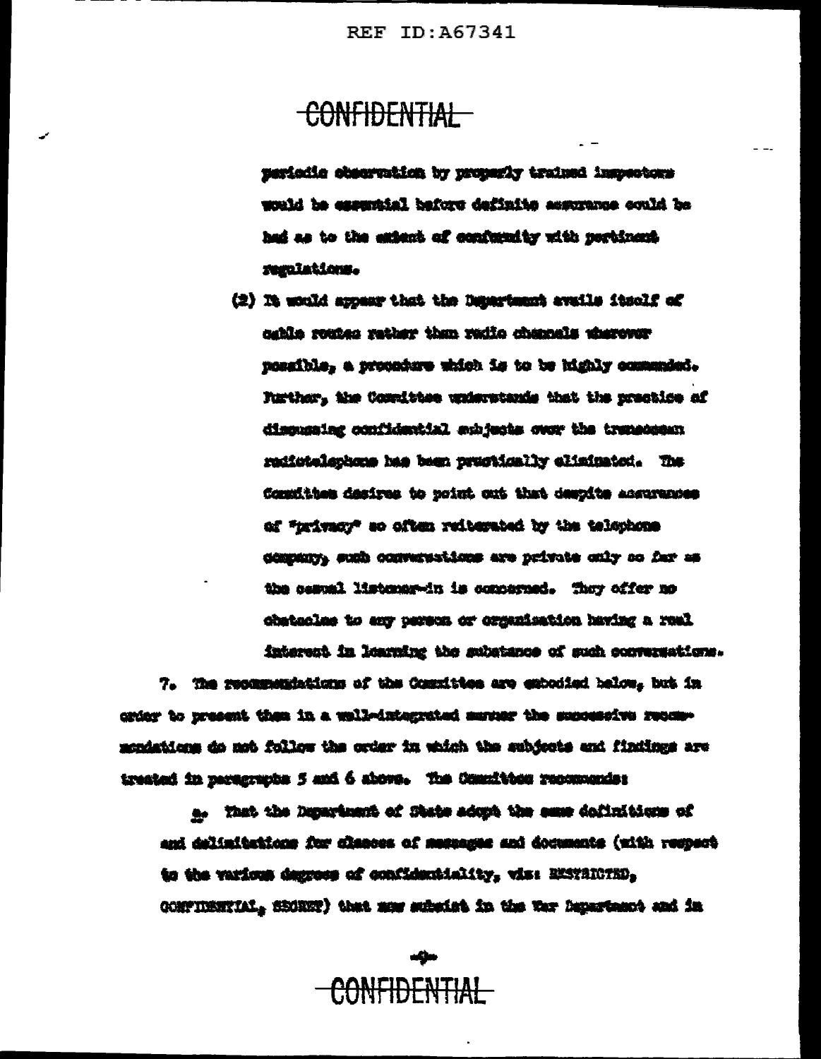periodic observation by properly trained inspectors would be essential before definite assurance could be had as to the extent of conformity with pertinent regulations.

(2) It would appear that the Department avails itself of cable routes rather than radio channels wherever possible, a procedure which is to be highly commended. Further, the Committee understands that the practice of discussing confidential subjects over the transocean radiotelephone has been practically eliminated. The Committee desires to point out that despite assurances of "privacy" so often reiterated by the telephone company, such conversations are private only so far as the casual listener-in is concerned. They offer no obstacles to any person or organization having a real interest in learning the substance of such conversations.

7. The recommendations of the Committee are embodied below, but in order to present them in a well-integrated manner the successive recommendations do not follow the order in which the subjects and findings are treated in paragraphs 5 and 6 above. The Committee recommends:

a. That the Department of State adopt the same definitions of and delimitations for classes of messages and documents (with respect to the various degrees of confidentiality, viz: RESTRICTED, CONFIDENTIAL, SECRET) that now subsist in the War Department and in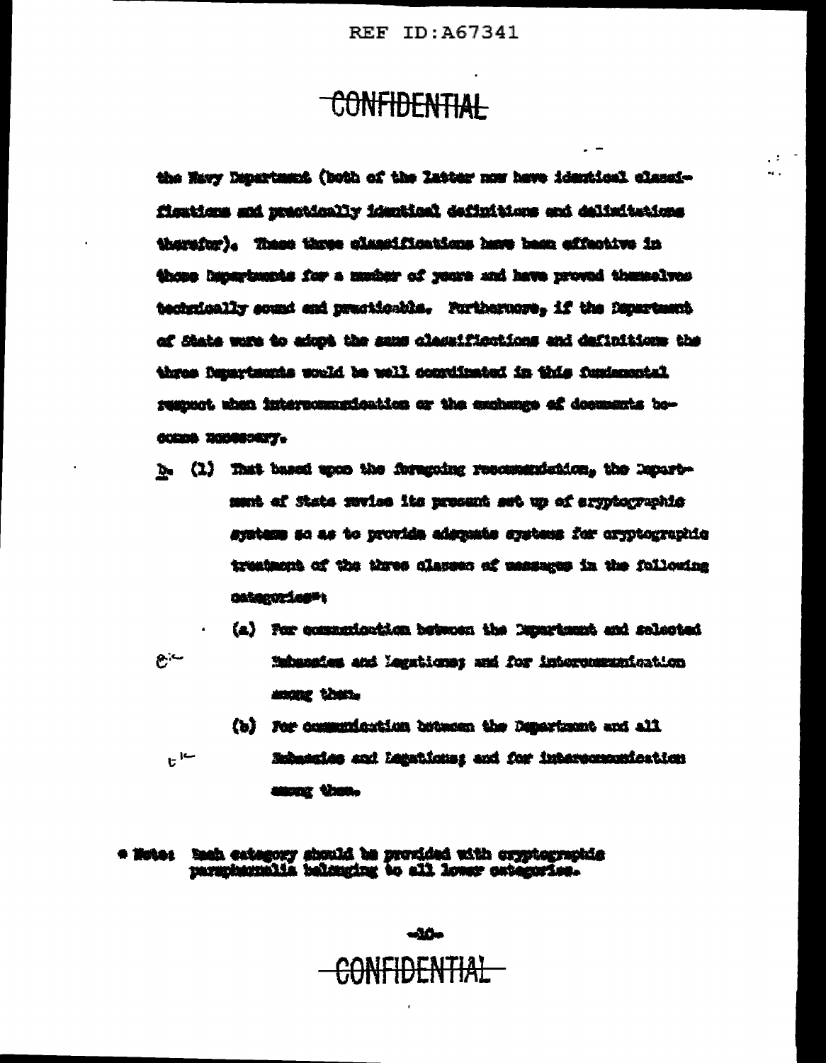CONFIDENTIAL

the Navy Department (both of the latter now have identical classifications and practically identical definitions and delimitations therefor). These three classifications have been effective in those Departments for a number of years and have proved themselves technically sound and practicable. Furthermore, if the Department of State were to adopt the same classifications and definitions the three Departments would be well coordinated in this fundamental respect when intercommunication or the exchange of documents become necessary.

b. (1) That based upon the foregoing recommendation, the Department of State revise its present set up of cryptographic systems so as to provide adequate systems for cryptographic treatment of the three classes of messages in the following categories*:

(a) For communication between the Department and selected Embassies and Legations; and for intercommunication among them.

(b) For communication between the Department and all Embassies and Legations; and for intercommunication among them.

\* Note: Each category should be provided with cryptographic paraphernalia belonging to all lower categories.

CONFIDENTIAL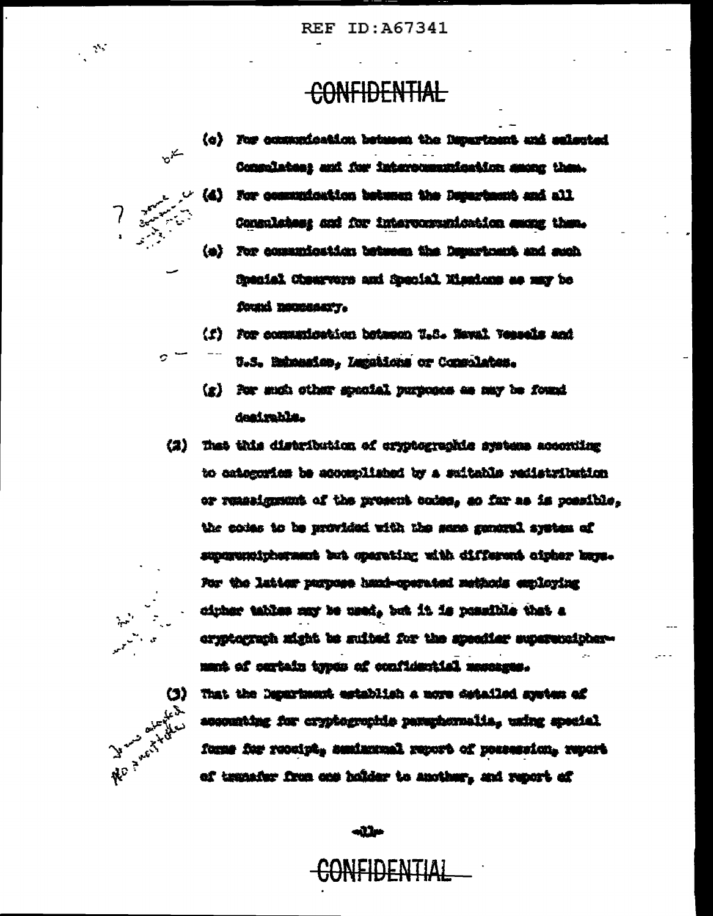CONFIDENTIAL

(c) For communication between the Department and selected Consulates; and for intercommunication among them.

(d) For communication between the Department and all Consulates; and for intercommunication among them.

(e) For communication between the Department and such Special Observers and Special Missions as may be found necessary.

(f) For communication between U.S. Naval Vessels and U.S. Embassies, Legations or Consulates.

(g) For such other special purposes as may be found desirable.

(2) That this distribution of cryptographic systems according to categories be accomplished by a suitable redistribution or reassignment of the present codes, so far as is possible, the codes to be provided with the same general system of superencipherment but operating with different cipher keys. For the latter purpose hand-operated methods employing cipher tables may be used, but it is possible that a cryptograph might be suited for the speedier superencipherment of certain types of confidential messages.

(3) That the Department establish a more detailed system of accounting for cryptographic paraphernalia, using special forms for receipt, semiannual report of possession, report of transfer from one holder to another, and report of

CONFIDENTIAL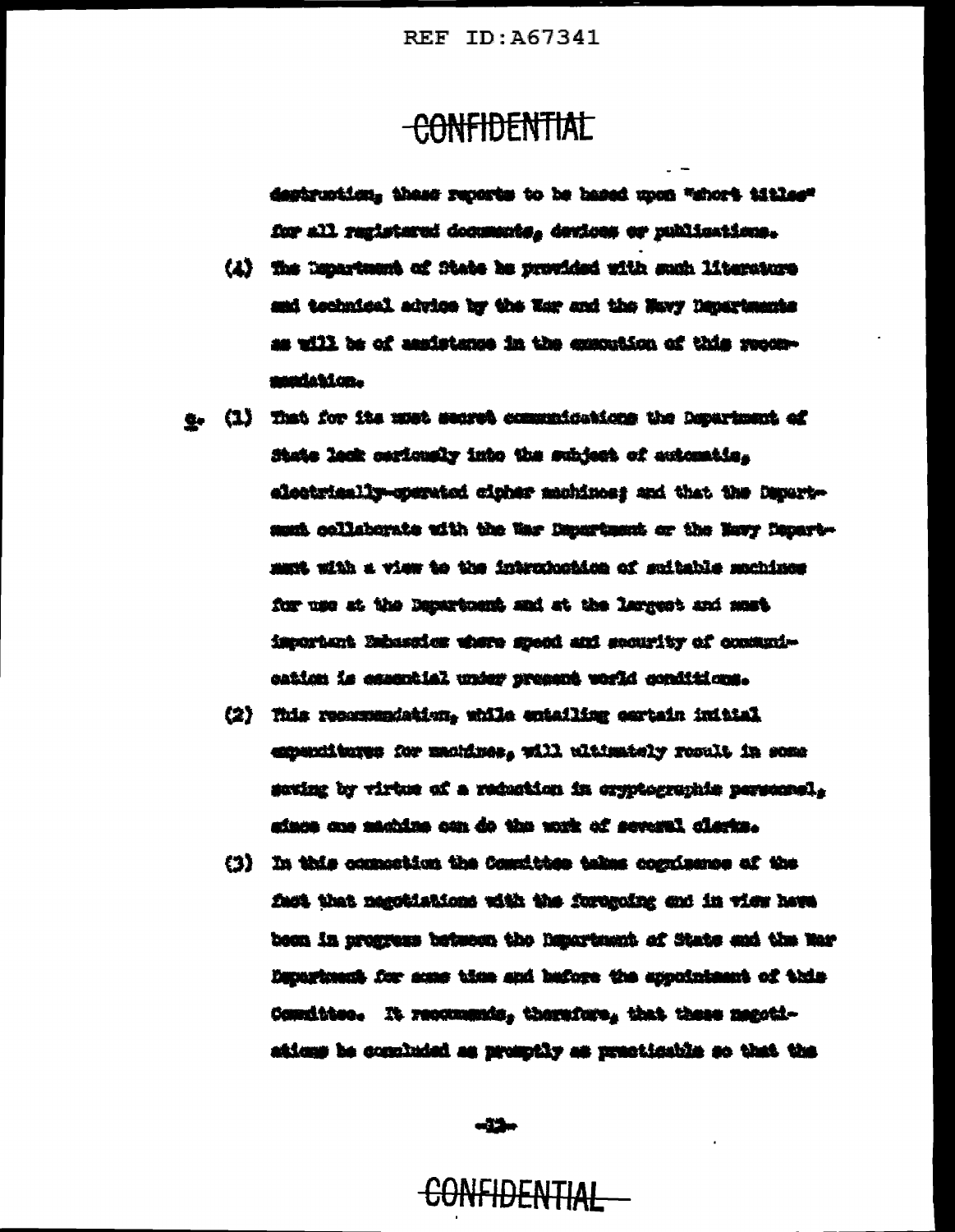destruction, these reports to be based upon "short titles" for all registered documents, devices or publications.

(4) The Department of State be provided with such literature and technical advice by the War and the Navy Departments as will be of assistance in the execution of this recommendation.

g. (1) That for its most secret communications the Department of State look seriously into the subject of automatic, electrically-operated cipher machines; and that the Department collaborate with the War Department or the Navy Department with a view to the introduction of suitable machines for use at the Department and at the largest and most important Embassies where speed and security of communication is essential under present world conditions.

(2) This recommendation, while entailing certain initial expenditures for machines, will ultimately result in some saving by virtue of a reduction in cryptographic personnel, since one machine can do the work of several clerks.

(3) In this connection the Committee takes cognizance of the fact that negotiations with the foregoing end in view have been in progress between the Department of State and the War Department for some time and before the appointment of this Committee. It recommends, therefore, that these negotiations be concluded as promptly as practicable so that the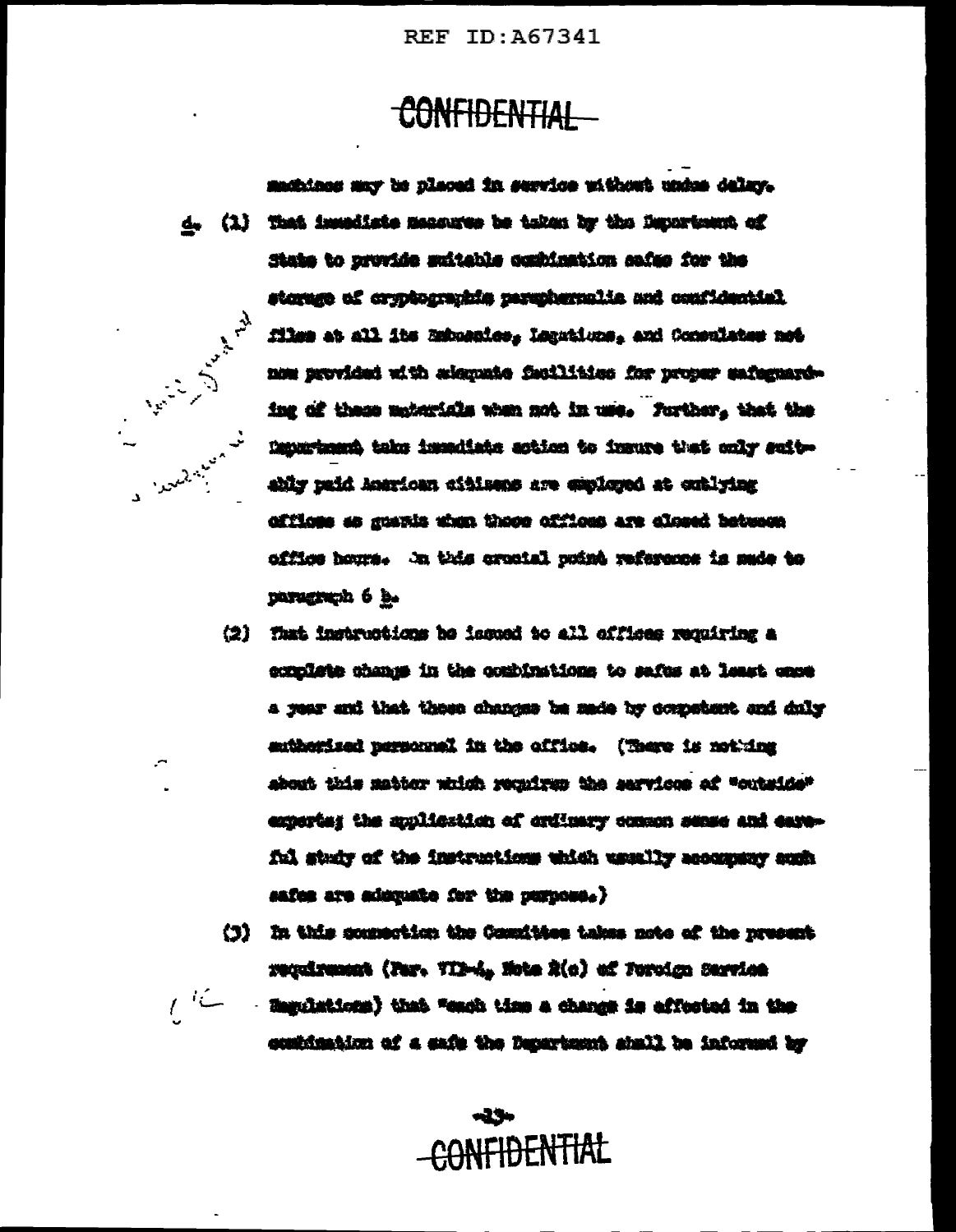CONFIDENTIAL

machines may be placed in service without undue delay.

d. (1) That immediate measures be taken by the Department of State to provide suitable combination safes for the storage of cryptographic paraphernalia and confidential files at all its Embassies, Legations, and Consulates not now provided with adequate facilities for proper safeguarding of these materials when not in use. Further, that the Department take immediate action to insure that only suitably paid American citizens are employed at outlying offices as guards when these offices are closed between office hours. On this crucial point reference is made to paragraph 6 b.

(2) That instructions be issued to all offices requiring a complete change in the combinations to safes at least once a year and that these changes be made by competent and duly authorized personnel in the office. (There is nothing about this matter which requires the services of "outside" experts; the application of ordinary common sense and careful study of the instructions which usually accompany such safes are adequate for the purpose.)

(3) In this connection the Committee takes note of the present requirement (Par. VII-4, Note 2(c) of Foreign Service Regulations) that "each time a change is effected in the combination of a safe the Department shall be informed by

CONFIDENTIAL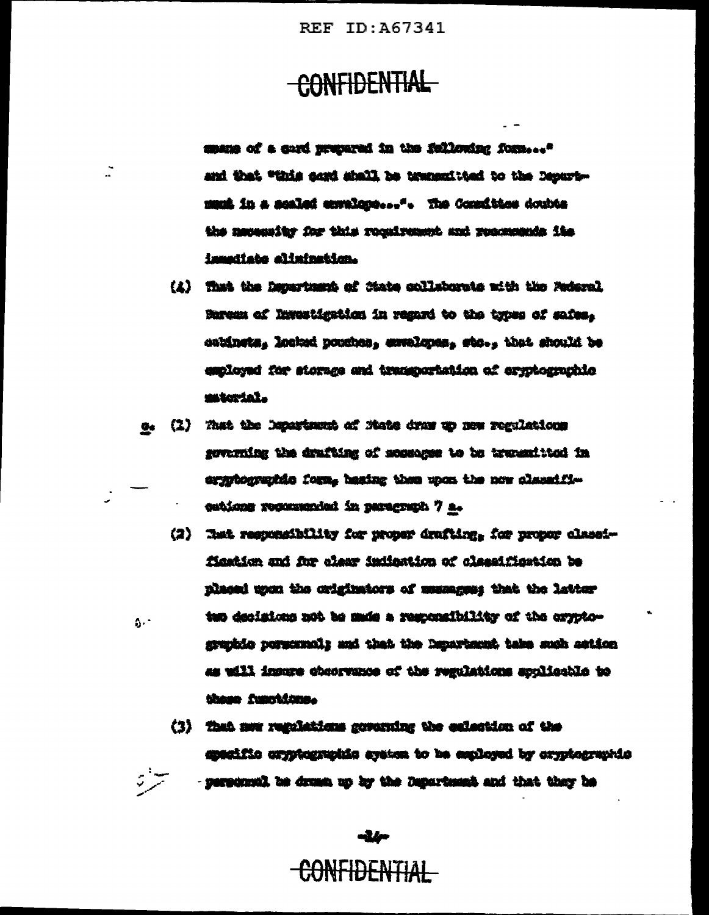means of a card prepared in the following form..." and that "this card shall be transmitted to the Department in a sealed envelope...". The Committee doubts the necessity for this requirement and recommends its immediate elimination.

(4) That the Department of State collaborate with the Federal Bureau of Investigation in regard to the types of safes, cabinets, locked pouches, envelopes, etc., that should be employed for storage and transportation of cryptographic material.

c. (1) That the Department of State draw up new regulations governing the drafting of messages to be transmitted in cryptographic form, basing them upon the new classifications recommended in paragraph 7 a.

(2) That responsibility for proper drafting, for proper classification and for clear indication of classification be placed upon the originators of messages; that the latter two decisions not be made a responsibility of the cryptographic personnel; and that the Department take such action as will insure observance of the regulations applicable to these functions.

(3) That new regulations governing the selection of the specific cryptographic system to be employed by cryptographic personnel be drawn up by the Department and that they be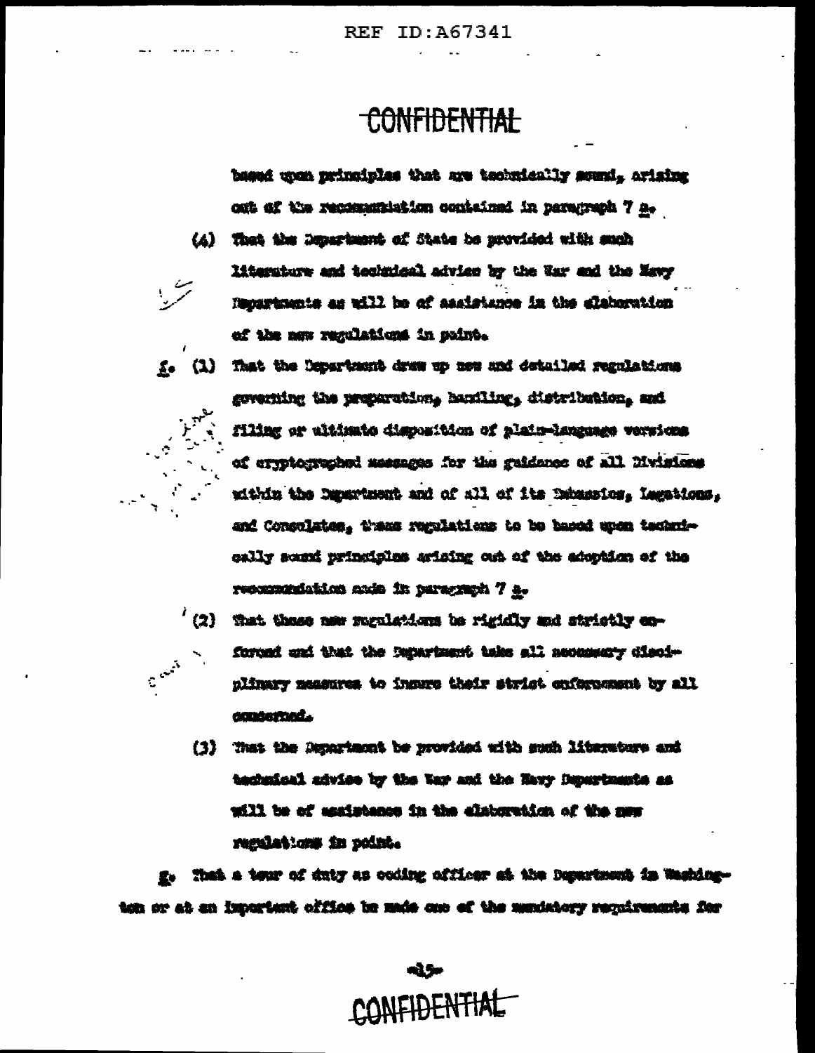CONFIDENTIAL

based upon principles that are technically sound, arising out of the recommendation contained in paragraph 7 a.

(4) That the Department of State be provided with such literature and technical advice by the War and the Navy Departments as will be of assistance in the elaboration of the new regulations in point.

f. (1) That the Department draw up new and detailed regulations governing the preparation, handling, distribution, and filing or ultimate disposition of plain-language versions of cryptographed messages for the guidance of all Divisions within the Department and of all of its Embassies, Legations, and Consulates, these regulations to be based upon technically sound principles arising out of the adoption of the recommendation made in paragraph 7 a.

(2) That these new regulations be rigidly and strictly enforced and that the Department take all necessary disciplinary measures to insure their strict enforcement by all concerned.

(3) That the Department be provided with such literature and technical advice by the War and the Navy Departments as will be of assistance in the elaboration of the new regulations in point.

g. That a tour of duty as coding officer at the Department in Washington or at an important office be made one of the mandatory requirements for

CONFIDENTIAL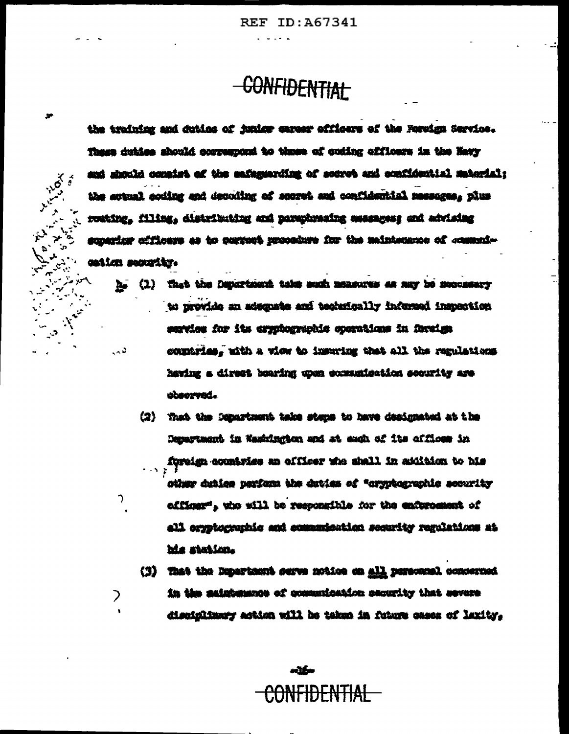CONFIDENTIAL

the training and duties of junior career officers of the Foreign Service. These duties should correspond to those of coding officers in the Navy and should consist of the safeguarding of secret and confidential material; the actual coding and decoding of secret and confidential messages, plus routing, filing, distributing and paraphrasing messages; and advising superior officers as to correct procedure for the maintenance of communication security.

b. (1) That the Department take such measures as may be necessary to provide an adequate and technically informed inspection service for its cryptographic operations in foreign countries, with a view to insuring that all the regulations having a direct bearing upon communication security are observed.

(2) That the Department take steps to have designated at the Department in Washington and at each of its offices in foreign countries an officer who shall in addition to his other duties perform the duties of "cryptographic security officer", who will be responsible for the enforcement of all cryptographic and communication security regulations at his station.

(3) That the Department serve notice on all personnel concerned in the maintenance of communication security that severe disciplinary action will be taken in future cases of laxity,

CONFIDENTIAL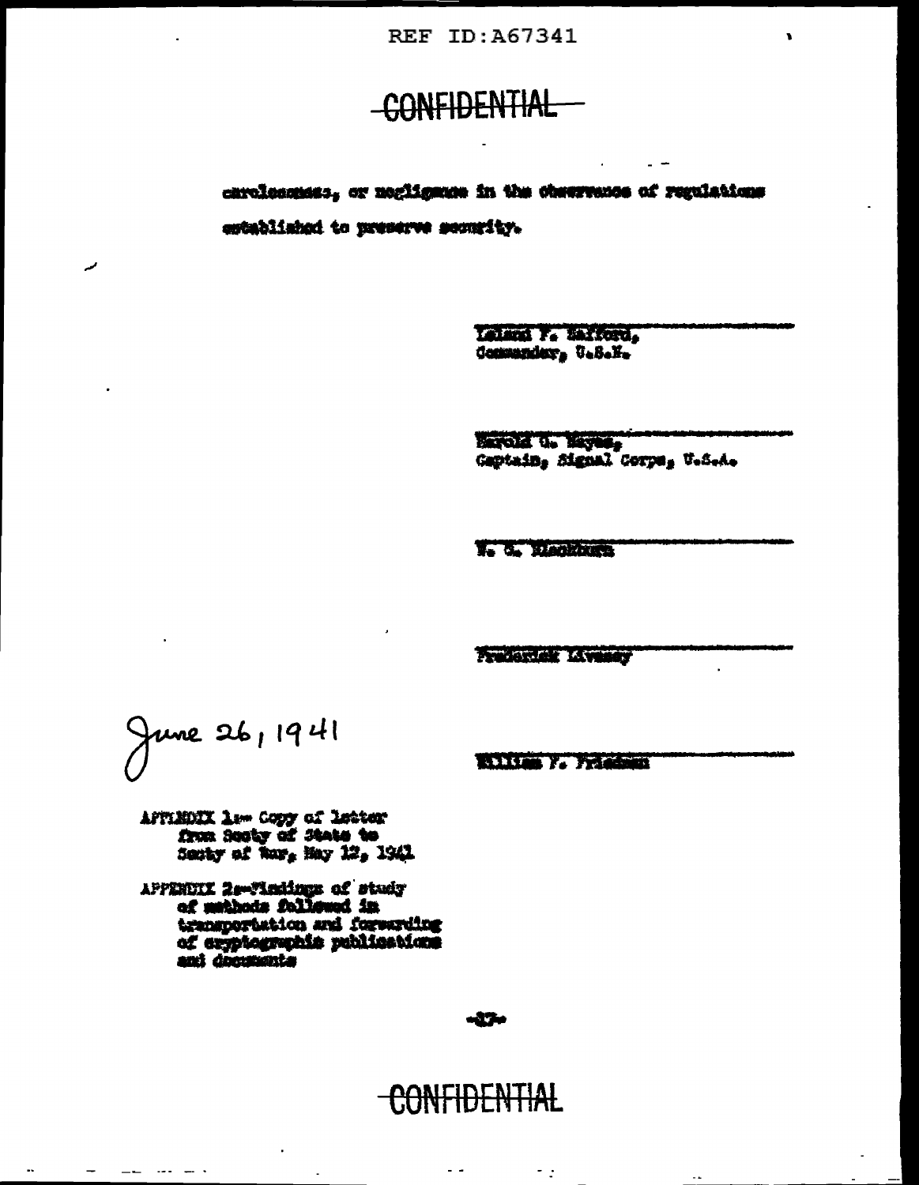CONFIDENTIAL

carelessness, or negligence in the observance of regulations established to preserve security.

Laurance F. Safford,
Commander, U.S.N.

Harold G. Hayes,
Captain, Signal Corps, U.S.A.

W. G. Blackburn

Frederick Livesey

June 26, 1941

William F. Friedman

APPENDIX 1-- Copy of letter from Secty of State to Secty of War, May 12, 1941

APPENDIX 2--Findings of study of methods followed in transportation and forwarding of cryptographic publications and documents

CONFIDENTIAL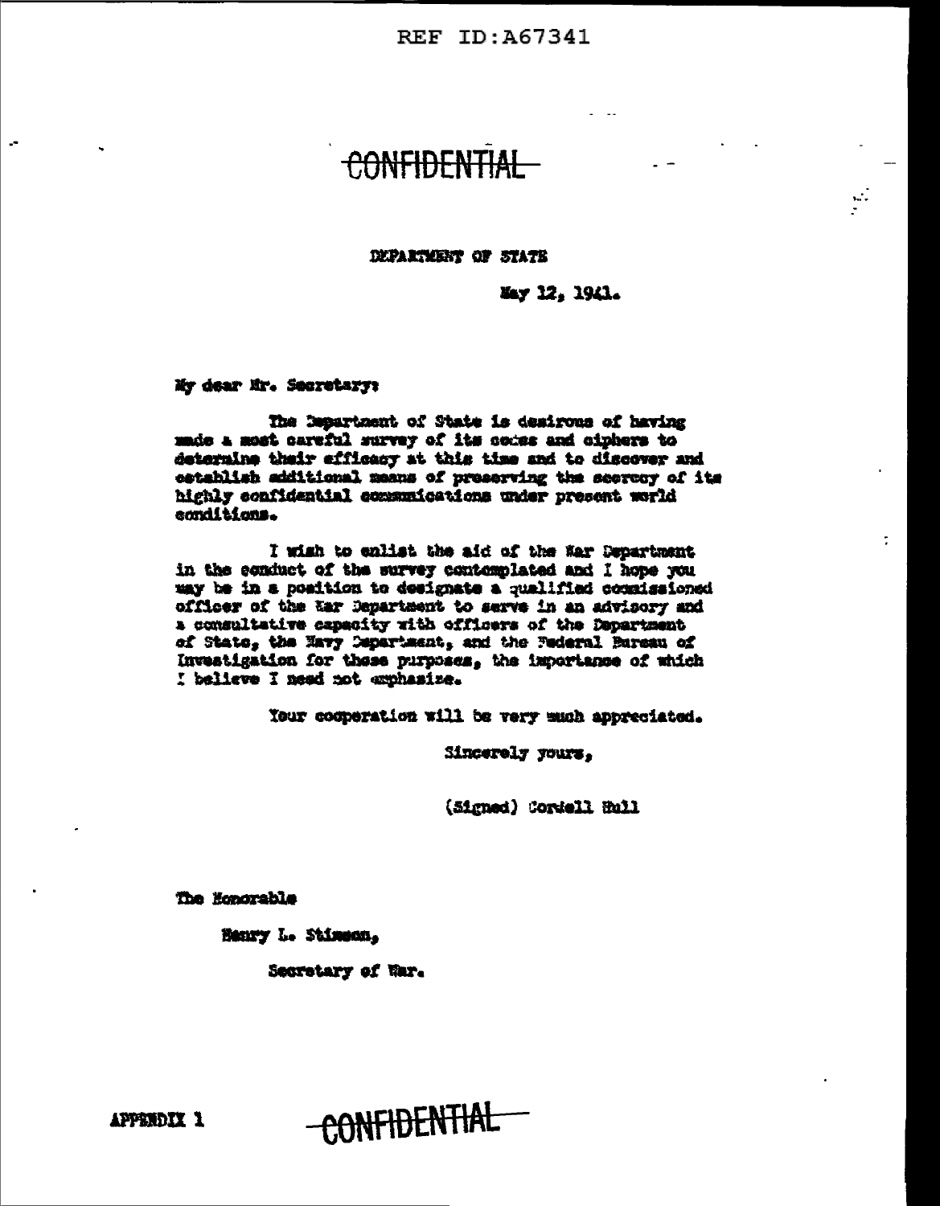CONFIDENTIAL

DEPARTMENT OF STATE

May 12, 1941.

My dear Mr. Secretary:

The Department of State is desirous of having made a most careful survey of its codes and ciphers to determine their efficacy at this time and to discover and establish additional means of preserving the secrecy of its highly confidential communications under present world conditions.

I wish to enlist the aid of the War Department in the conduct of the survey contemplated and I hope you may be in a position to designate a qualified commissioned officer of the War Department to serve in an advisory and a consultative capacity with officers of the Department of State, the Navy Department, and the Federal Bureau of Investigation for these purposes, the importance of which I believe I need not emphasize.

Your cooperation will be very much appreciated.

Sincerely yours,

(Signed) Cordell Hull

The Honorable

Henry L. Stimson,

Secretary of War.

APPENDIX 1

CONFIDENTIAL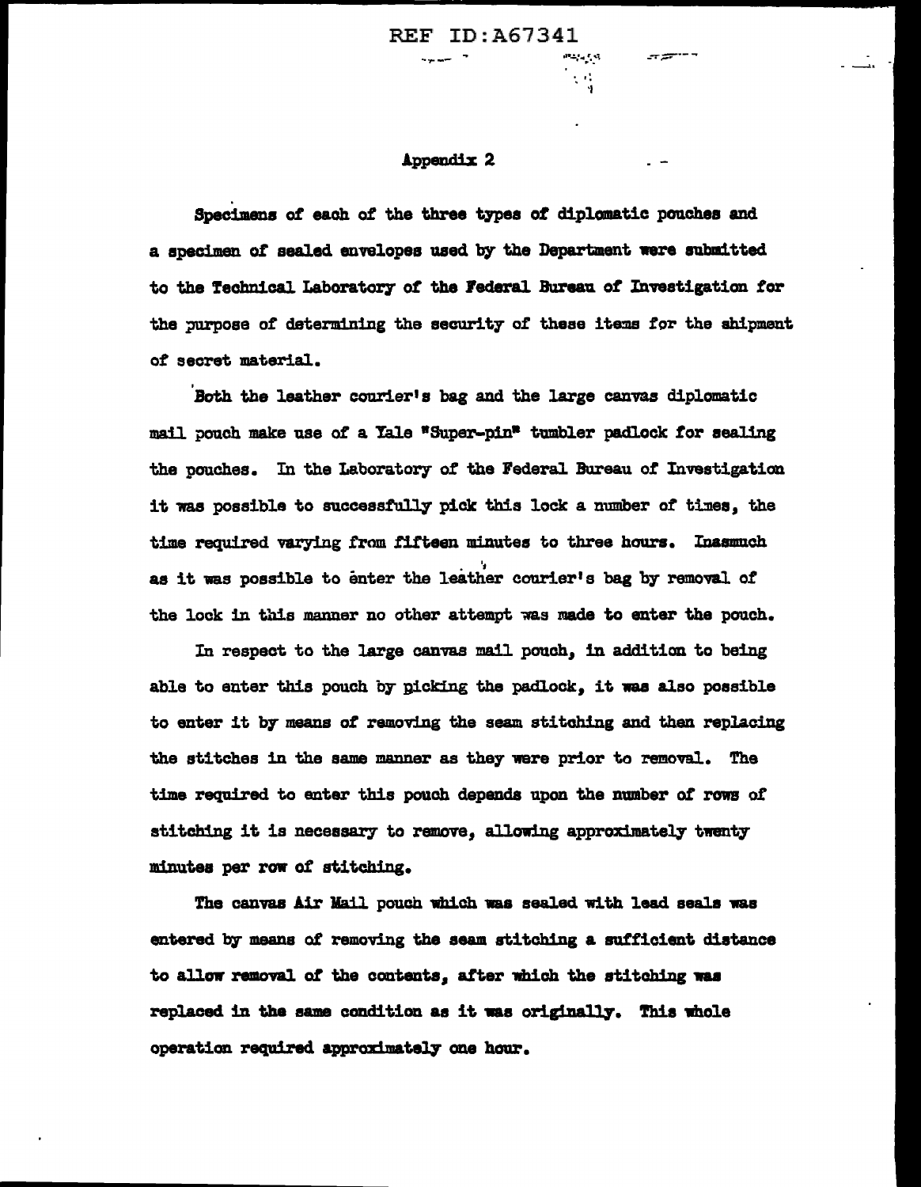## Appendix 2

Specimens of each of the three types of diplomatic pouches and a specimen of sealed envelopes used by the Department were submitted to the Technical Laboratory of the Federal Bureau of Investigation for the purpose of determining the security of these items for the shipment of secret material.

Both the leather courier's bag and the large canvas diplomatic mail pouch make use of a Yale "Super-pin" tumbler padlock for sealing the pouches. In the Laboratory of the Federal Bureau of Investigation it was possible to successfully pick this lock a number of times, the time required varying from fifteen minutes to three hours. Inasmuch as it was possible to enter the leather courier's bag by removal of the lock in this manner no other attempt was made to enter the pouch.

In respect to the large canvas mail pouch, in addition to being able to enter this pouch by picking the padlock, it was also possible to enter it by means of removing the seam stitching and then replacing the stitches in the same manner as they were prior to removal. The time required to enter this pouch depends upon the number of rows of stitching it is necessary to remove, allowing approximately twenty minutes per row of stitching.

The canvas Air Mail pouch which was sealed with lead seals was entered by means of removing the seam stitching a sufficient distance to allow removal of the contents, after which the stitching was replaced in the same condition as it was originally. This whole operation required approximately one hour.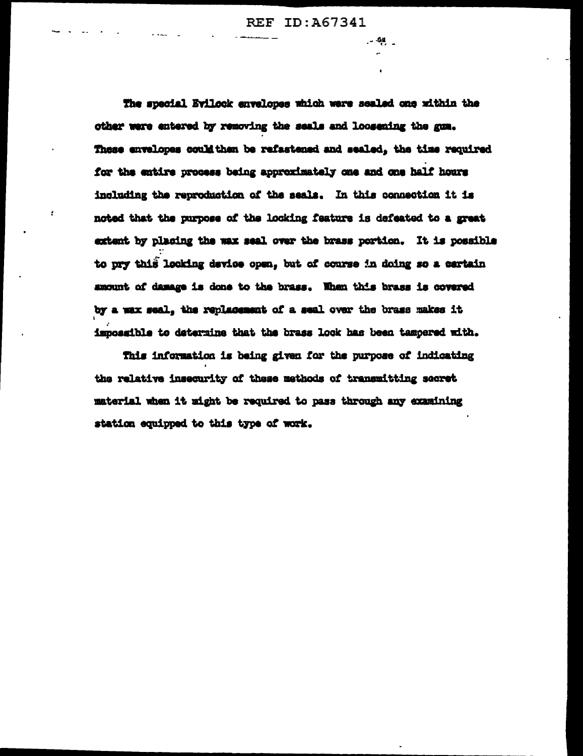The special Evilock envelopes which were sealed one within the other were entered by removing the seals and loosening the gum. These envelopes could then be refastened and sealed, the time required for the entire process being approximately one and one half hours including the reproduction of the seals. In this connection it is noted that the purpose of the locking feature is defeated to a great extent by placing the wax seal over the brass portion. It is possible to pry this locking device open, but of course in doing so a certain amount of damage is done to the brass. When this brass is covered by a wax seal, the replacement of a seal over the brass makes it impossible to determine that the brass lock has been tampered with.

This information is being given for the purpose of indicating the relative insecurity of these methods of transmitting secret material when it might be required to pass through any examining station equipped to this type of work.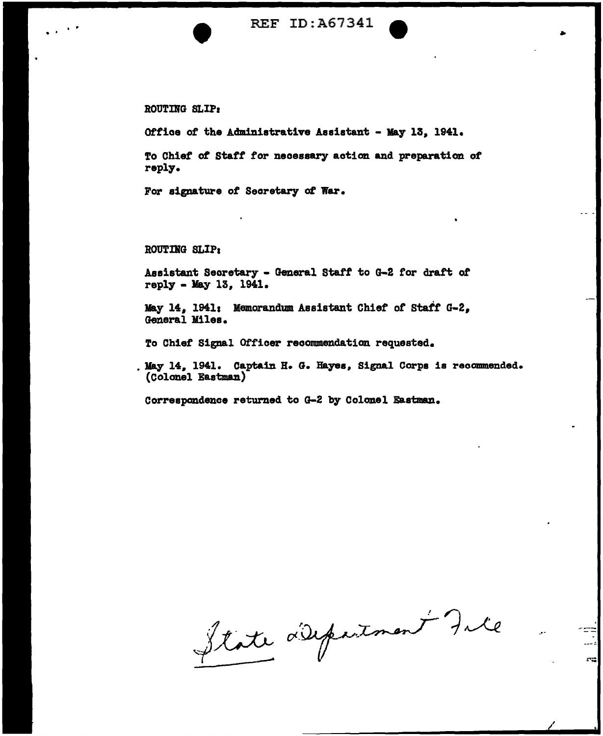REF ID:A67341

ROUTING SLIP:

Office of the Administrative Assistant - May 13, 1941.

To Chief of Staff for necessary action and preparation of reply.

For signature of Secretary of War.

ROUTING SLIP:

Assistant Secretary - General Staff to G-2 for draft of reply - May 13, 1941.

May 14, 1941: Memorandum Assistant Chief of Staff G-2, General Miles.

To Chief Signal Officer recommendation requested.

May 14, 1941. Captain H. G. Hayes, Signal Corps is recommended. (Colonel Eastman)

Correspondence returned to G-2 by Colonel Eastman.

State Department File